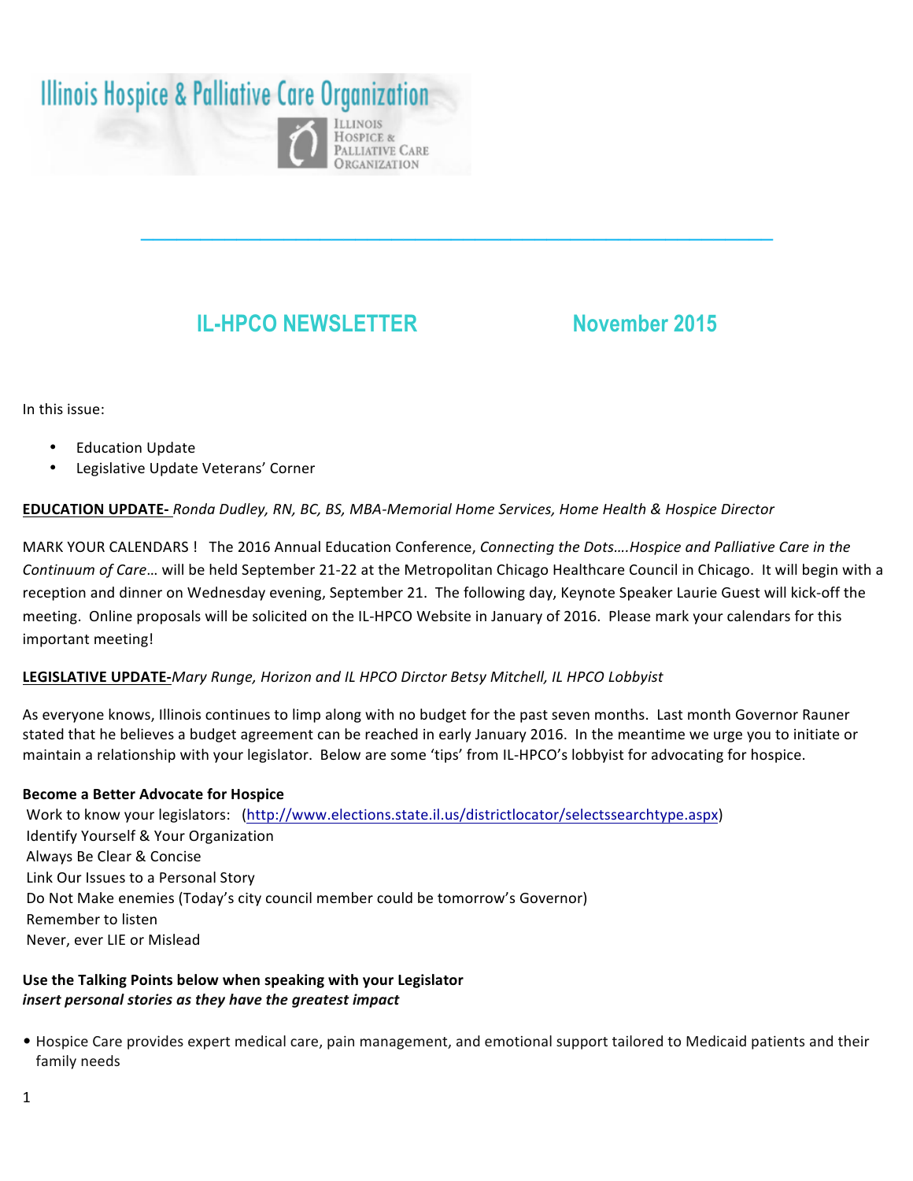# Illinois Hospice & Palliative Care Organization

ILLINOIS HOSPICE & PALLIATIVE CARE ORGANIZATION

## IL-HPCO NEWSLETTER November 2015

In this issue:

- Education Update
- Legislative Update Veterans' Corner

**EDUCATION UPDATE-** *Ronda Dudley, RN, BC, BS, MBA-Memorial Home Services, Home Health & Hospice Director*

MARK YOUR CALENDARS ! The 2016 Annual Education Conference, *Connecting the Dots….Hospice and Palliative Care in the Continuum of Care*… will be held September 21-22 at the Metropolitan Chicago Healthcare Council in Chicago. It will begin with a reception and dinner on Wednesday evening, September 21. The following day, Keynote Speaker Laurie Guest will kick-off the meeting. Online proposals will be solicited on the IL-HPCO Website in January of 2016. Please mark your calendars for this important meeting!

**LEGISLATIVE UPDATE-***Mary Runge, Horizon and IL HPCO Dirctor Betsy Mitchell, IL HPCO Lobbyist*

As everyone knows, Illinois continues to limp along with no budget for the past seven months. Last month Governor Rauner stated that he believes a budget agreement can be reached in early January 2016. In the meantime we urge you to initiate or maintain a relationship with your legislator. Below are some 'tips' from IL-HPCO's lobbyist for advocating for hospice.

**Become a Better Advocate for Hospice**

Work to know your legislators: (http://www.elections.state.il.us/districtlocator/selectssearchtype.aspx)
Identify Yourself & Your Organization
Always Be Clear & Concise
Link Our Issues to a Personal Story
Do Not Make enemies (Today's city council member could be tomorrow's Governor)
Remember to listen
Never, ever LIE or Mislead

**Use the Talking Points below when speaking with your Legislator**
***insert personal stories as they have the greatest impact***

- Hospice Care provides expert medical care, pain management, and emotional support tailored to Medicaid patients and their family needs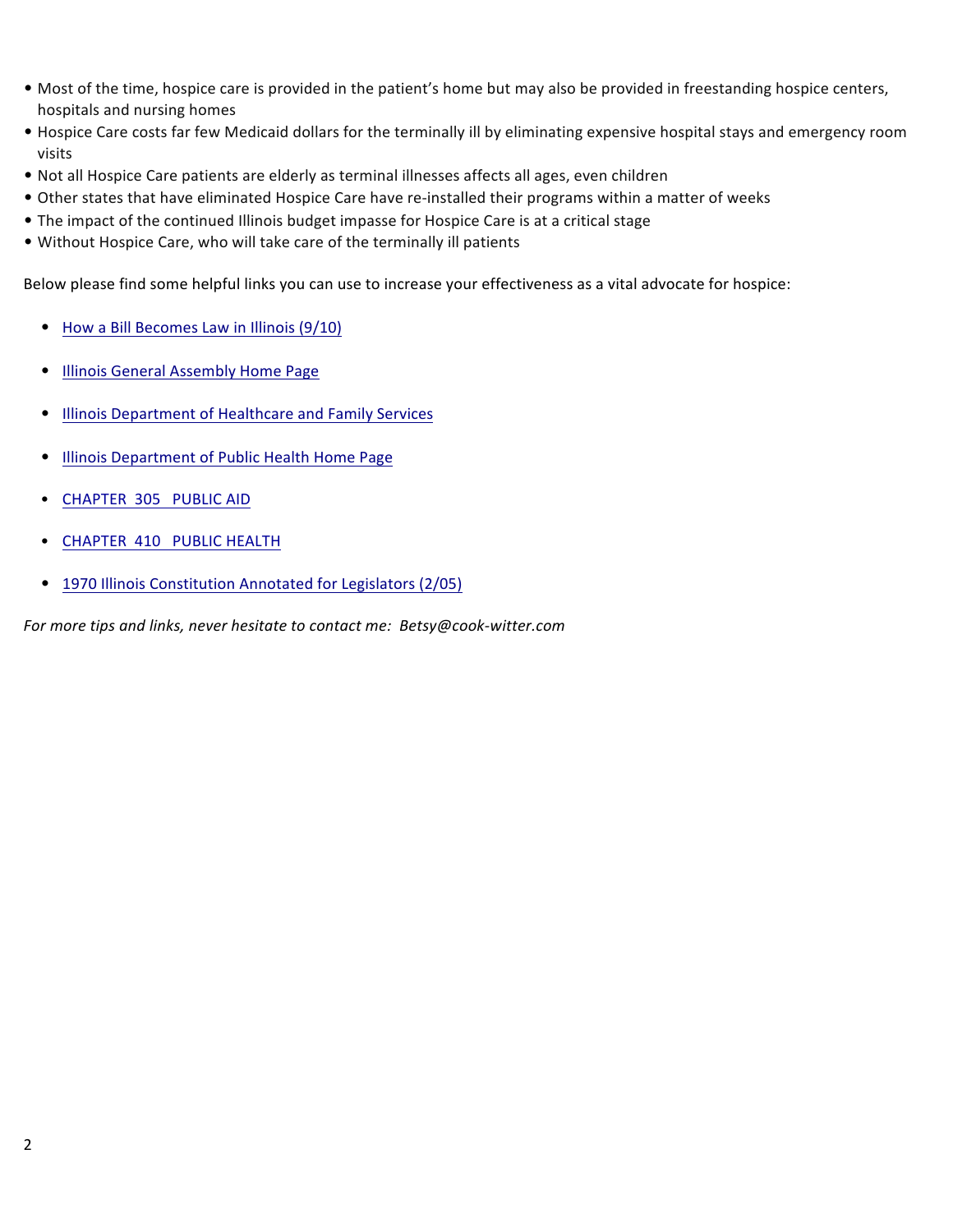- Most of the time, hospice care is provided in the patient's home but may also be provided in freestanding hospice centers, hospitals and nursing homes
- Hospice Care costs far few Medicaid dollars for the terminally ill by eliminating expensive hospital stays and emergency room visits
- Not all Hospice Care patients are elderly as terminal illnesses affects all ages, even children
- Other states that have eliminated Hospice Care have re-installed their programs within a matter of weeks
- The impact of the continued Illinois budget impasse for Hospice Care is at a critical stage
- Without Hospice Care, who will take care of the terminally ill patients

Below please find some helpful links you can use to increase your effectiveness as a vital advocate for hospice:

- How a Bill Becomes Law in Illinois (9/10)
- Illinois General Assembly Home Page
- Illinois Department of Healthcare and Family Services
- Illinois Department of Public Health Home Page
- CHAPTER 305 PUBLIC AID
- CHAPTER 410 PUBLIC HEALTH
- 1970 Illinois Constitution Annotated for Legislators (2/05)

*For more tips and links, never hesitate to contact me: Betsy@cook-witter.com*